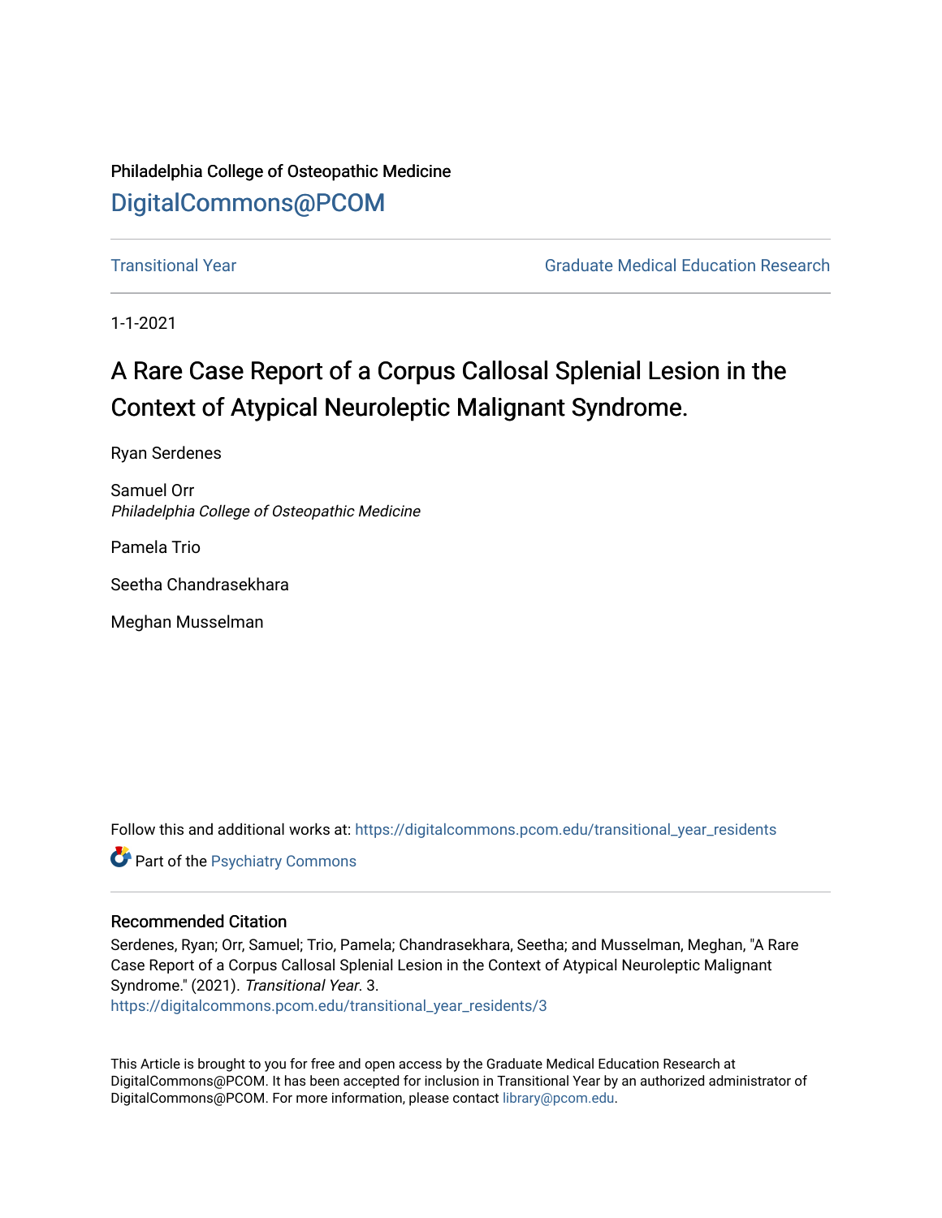Philadelphia College of Osteopathic Medicine

DigitalCommons@PCOM

Transitional Year | Graduate Medical Education Research

1-1-2021

# A Rare Case Report of a Corpus Callosal Splenial Lesion in the Context of Atypical Neuroleptic Malignant Syndrome.

Ryan Serdenes

Samuel Orr
*Philadelphia College of Osteopathic Medicine*

Pamela Trio

Seetha Chandrasekhara

Meghan Musselman

Follow this and additional works at: https://digitalcommons.pcom.edu/transitional_year_residents

Part of the Psychiatry Commons

## Recommended Citation

Serdenes, Ryan; Orr, Samuel; Trio, Pamela; Chandrasekhara, Seetha; and Musselman, Meghan, "A Rare Case Report of a Corpus Callosal Splenial Lesion in the Context of Atypical Neuroleptic Malignant Syndrome." (2021). *Transitional Year*. 3.
https://digitalcommons.pcom.edu/transitional_year_residents/3

This Article is brought to you for free and open access by the Graduate Medical Education Research at DigitalCommons@PCOM. It has been accepted for inclusion in Transitional Year by an authorized administrator of DigitalCommons@PCOM. For more information, please contact library@pcom.edu.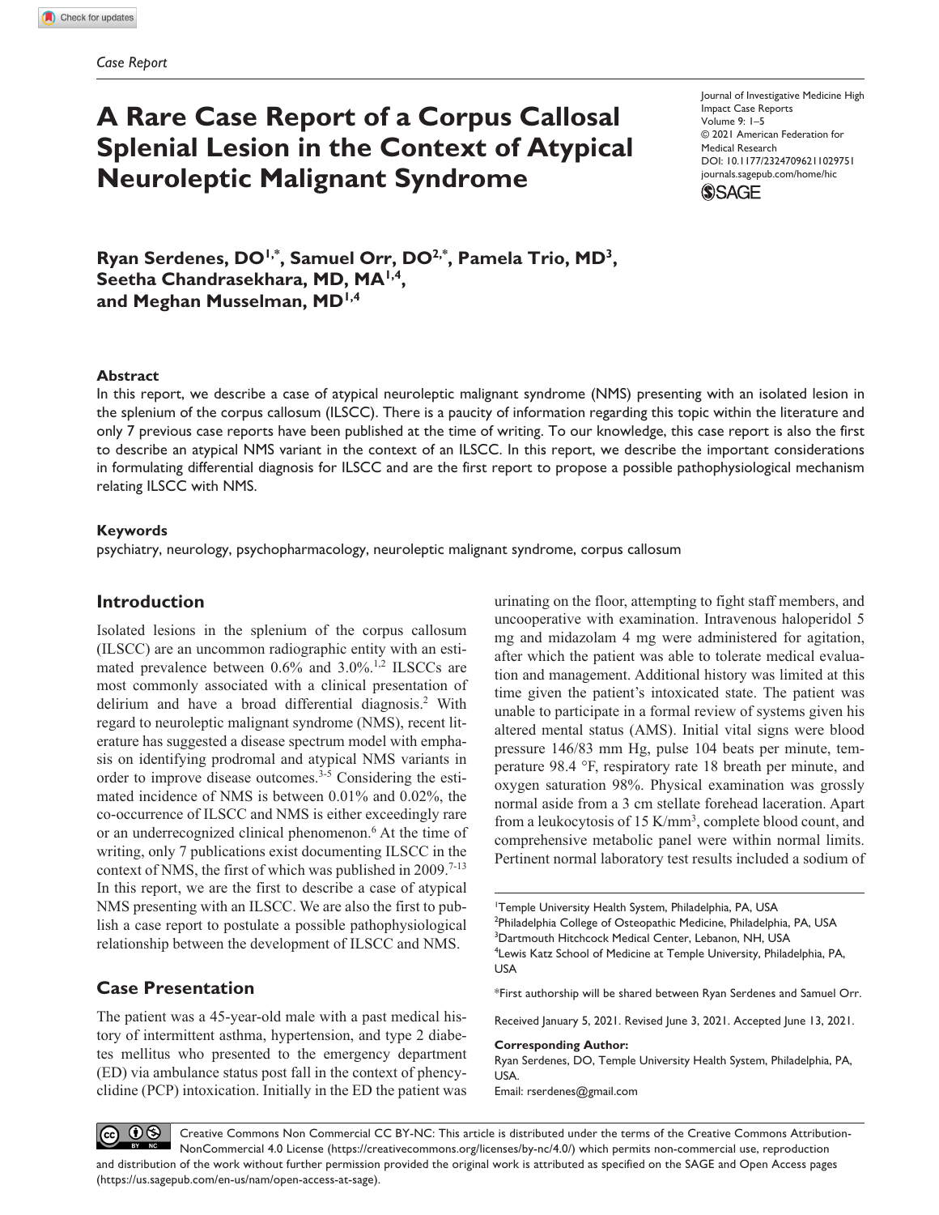Case Report

# A Rare Case Report of a Corpus Callosal Splenial Lesion in the Context of Atypical Neuroleptic Malignant Syndrome

Journal of Investigative Medicine High Impact Case Reports
Volume 9: 1–5
© 2021 American Federation for Medical Research
DOI: 10.1177/23247096211029751
journals.sagepub.com/home/hic

**Ryan Serdenes, DO[1,*], Samuel Orr, DO[2,*], Pamela Trio, MD[3], Seetha Chandrasekhara, MD, MA[1,4], and Meghan Musselman, MD[1,4]**

## Abstract

In this report, we describe a case of atypical neuroleptic malignant syndrome (NMS) presenting with an isolated lesion in the splenium of the corpus callosum (ILSCC). There is a paucity of information regarding this topic within the literature and only 7 previous case reports have been published at the time of writing. To our knowledge, this case report is also the first to describe an atypical NMS variant in the context of an ILSCC. In this report, we describe the important considerations in formulating differential diagnosis for ILSCC and are the first report to propose a possible pathophysiological mechanism relating ILSCC with NMS.

## Keywords

psychiatry, neurology, psychopharmacology, neuroleptic malignant syndrome, corpus callosum

## Introduction

Isolated lesions in the splenium of the corpus callosum (ILSCC) are an uncommon radiographic entity with an estimated prevalence between 0.6% and 3.0%.[1,2] ILSCCs are most commonly associated with a clinical presentation of delirium and have a broad differential diagnosis.[2] With regard to neuroleptic malignant syndrome (NMS), recent literature has suggested a disease spectrum model with emphasis on identifying prodromal and atypical NMS variants in order to improve disease outcomes.[3-5] Considering the estimated incidence of NMS is between 0.01% and 0.02%, the co-occurrence of ILSCC and NMS is either exceedingly rare or an underrecognized clinical phenomenon.[6] At the time of writing, only 7 publications exist documenting ILSCC in the context of NMS, the first of which was published in 2009.[7-13] In this report, we are the first to describe a case of atypical NMS presenting with an ILSCC. We are also the first to publish a case report to postulate a possible pathophysiological relationship between the development of ILSCC and NMS.

## Case Presentation

The patient was a 45-year-old male with a past medical history of intermittent asthma, hypertension, and type 2 diabetes mellitus who presented to the emergency department (ED) via ambulance status post fall in the context of phencyclidine (PCP) intoxication. Initially in the ED the patient was urinating on the floor, attempting to fight staff members, and uncooperative with examination. Intravenous haloperidol 5 mg and midazolam 4 mg were administered for agitation, after which the patient was able to tolerate medical evaluation and management. Additional history was limited at this time given the patient's intoxicated state. The patient was unable to participate in a formal review of systems given his altered mental status (AMS). Initial vital signs were blood pressure 146/83 mm Hg, pulse 104 beats per minute, temperature 98.4 °F, respiratory rate 18 breath per minute, and oxygen saturation 98%. Physical examination was grossly normal aside from a 3 cm stellate forehead laceration. Apart from a leukocytosis of 15 K/mm$^3$, complete blood count, and comprehensive metabolic panel were within normal limits. Pertinent normal laboratory test results included a sodium of

[1]Temple University Health System, Philadelphia, PA, USA
[2]Philadelphia College of Osteopathic Medicine, Philadelphia, PA, USA
[3]Dartmouth Hitchcock Medical Center, Lebanon, NH, USA
[4]Lewis Katz School of Medicine at Temple University, Philadelphia, PA, USA

*First authorship will be shared between Ryan Serdenes and Samuel Orr.

Received January 5, 2021. Revised June 3, 2021. Accepted June 13, 2021.

**Corresponding Author:**
Ryan Serdenes, DO, Temple University Health System, Philadelphia, PA, USA.
Email: rserdenes@gmail.com

Creative Commons Non Commercial CC BY-NC: This article is distributed under the terms of the Creative Commons Attribution-NonCommercial 4.0 License (https://creativecommons.org/licenses/by-nc/4.0/) which permits non-commercial use, reproduction and distribution of the work without further permission provided the original work is attributed as specified on the SAGE and Open Access pages (https://us.sagepub.com/en-us/nam/open-access-at-sage).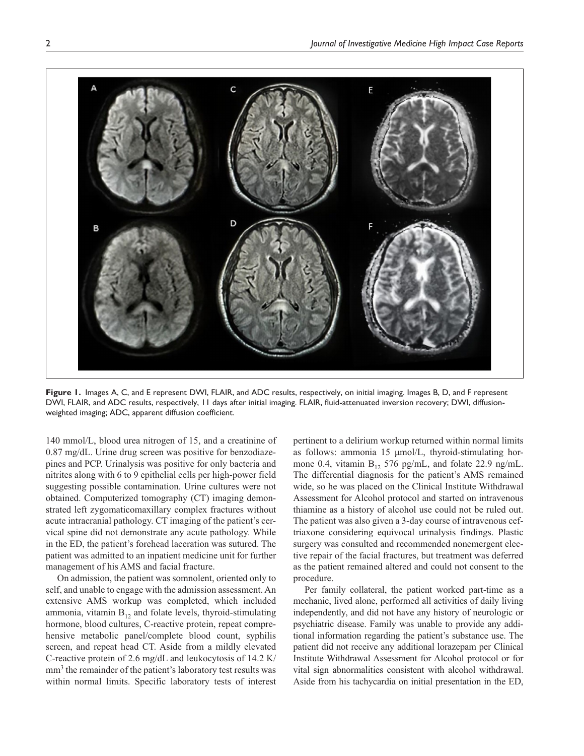**Figure 1.** Images A, C, and E represent DWI, FLAIR, and ADC results, respectively, on initial imaging. Images B, D, and F represent DWI, FLAIR, and ADC results, respectively, 11 days after initial imaging. FLAIR, fluid-attenuated inversion recovery; DWI, diffusion-weighted imaging; ADC, apparent diffusion coefficient.

140 mmol/L, blood urea nitrogen of 15, and a creatinine of 0.87 mg/dL. Urine drug screen was positive for benzodiazepines and PCP. Urinalysis was positive for only bacteria and nitrites along with 6 to 9 epithelial cells per high-power field suggesting possible contamination. Urine cultures were not obtained. Computerized tomography (CT) imaging demonstrated left zygomaticomaxillary complex fractures without acute intracranial pathology. CT imaging of the patient's cervical spine did not demonstrate any acute pathology. While in the ED, the patient's forehead laceration was sutured. The patient was admitted to an inpatient medicine unit for further management of his AMS and facial fracture.

On admission, the patient was somnolent, oriented only to self, and unable to engage with the admission assessment. An extensive AMS workup was completed, which included ammonia, vitamin $B_{12}$ and folate levels, thyroid-stimulating hormone, blood cultures, C-reactive protein, repeat comprehensive metabolic panel/complete blood count, syphilis screen, and repeat head CT. Aside from a mildly elevated C-reactive protein of 2.6 mg/dL and leukocytosis of 14.2 K/mm$^3$ the remainder of the patient's laboratory test results was within normal limits. Specific laboratory tests of interest pertinent to a delirium workup returned within normal limits as follows: ammonia 15 μmol/L, thyroid-stimulating hormone 0.4, vitamin $B_{12}$ 576 pg/mL, and folate 22.9 ng/mL. The differential diagnosis for the patient's AMS remained wide, so he was placed on the Clinical Institute Withdrawal Assessment for Alcohol protocol and started on intravenous thiamine as a history of alcohol use could not be ruled out. The patient was also given a 3-day course of intravenous ceftriaxone considering equivocal urinalysis findings. Plastic surgery was consulted and recommended nonemergent elective repair of the facial fractures, but treatment was deferred as the patient remained altered and could not consent to the procedure.

Per family collateral, the patient worked part-time as a mechanic, lived alone, performed all activities of daily living independently, and did not have any history of neurologic or psychiatric disease. Family was unable to provide any additional information regarding the patient's substance use. The patient did not receive any additional lorazepam per Clinical Institute Withdrawal Assessment for Alcohol protocol or for vital sign abnormalities consistent with alcohol withdrawal. Aside from his tachycardia on initial presentation in the ED,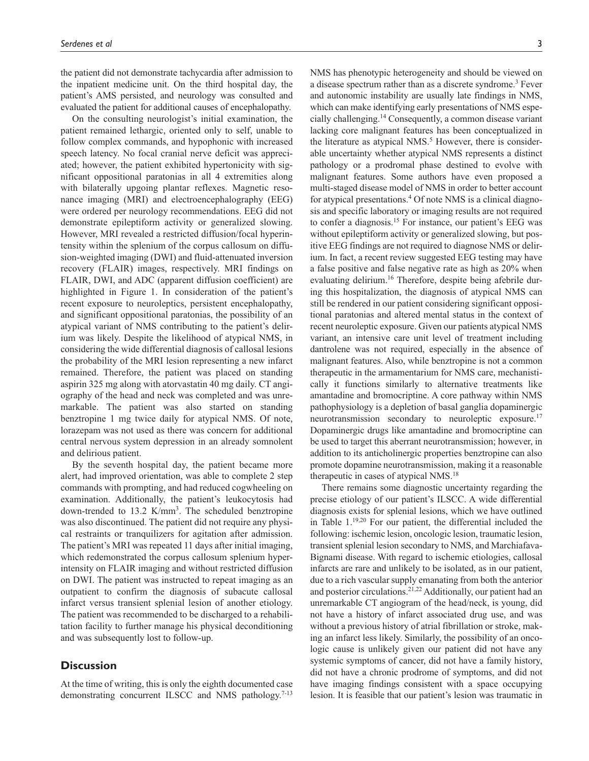the patient did not demonstrate tachycardia after admission to the inpatient medicine unit. On the third hospital day, the patient's AMS persisted, and neurology was consulted and evaluated the patient for additional causes of encephalopathy.

On the consulting neurologist's initial examination, the patient remained lethargic, oriented only to self, unable to follow complex commands, and hypophonic with increased speech latency. No focal cranial nerve deficit was appreciated; however, the patient exhibited hypertonicity with significant oppositional paratonias in all 4 extremities along with bilaterally upgoing plantar reflexes. Magnetic resonance imaging (MRI) and electroencephalography (EEG) were ordered per neurology recommendations. EEG did not demonstrate epileptiform activity or generalized slowing. However, MRI revealed a restricted diffusion/focal hyperintensity within the splenium of the corpus callosum on diffusion-weighted imaging (DWI) and fluid-attenuated inversion recovery (FLAIR) images, respectively. MRI findings on FLAIR, DWI, and ADC (apparent diffusion coefficient) are highlighted in Figure 1. In consideration of the patient's recent exposure to neuroleptics, persistent encephalopathy, and significant oppositional paratonias, the possibility of an atypical variant of NMS contributing to the patient's delirium was likely. Despite the likelihood of atypical NMS, in considering the wide differential diagnosis of callosal lesions the probability of the MRI lesion representing a new infarct remained. Therefore, the patient was placed on standing aspirin 325 mg along with atorvastatin 40 mg daily. CT angiography of the head and neck was completed and was unremarkable. The patient was also started on standing benztropine 1 mg twice daily for atypical NMS. Of note, lorazepam was not used as there was concern for additional central nervous system depression in an already somnolent and delirious patient.

By the seventh hospital day, the patient became more alert, had improved orientation, was able to complete 2 step commands with prompting, and had reduced cogwheeling on examination. Additionally, the patient's leukocytosis had down-trended to 13.2 K/mm[3]. The scheduled benztropine was also discontinued. The patient did not require any physical restraints or tranquilizers for agitation after admission. The patient's MRI was repeated 11 days after initial imaging, which redemonstrated the corpus callosum splenium hyperintensity on FLAIR imaging and without restricted diffusion on DWI. The patient was instructed to repeat imaging as an outpatient to confirm the diagnosis of subacute callosal infarct versus transient splenial lesion of another etiology. The patient was recommended to be discharged to a rehabilitation facility to further manage his physical deconditioning and was subsequently lost to follow-up.

## Discussion

At the time of writing, this is only the eighth documented case demonstrating concurrent ILSCC and NMS pathology.[7-13] NMS has phenotypic heterogeneity and should be viewed on a disease spectrum rather than as a discrete syndrome.[3] Fever and autonomic instability are usually late findings in NMS, which can make identifying early presentations of NMS especially challenging.[14] Consequently, a common disease variant lacking core malignant features has been conceptualized in the literature as atypical NMS.[5] However, there is considerable uncertainty whether atypical NMS represents a distinct pathology or a prodromal phase destined to evolve with malignant features. Some authors have even proposed a multi-staged disease model of NMS in order to better account for atypical presentations.[4] Of note NMS is a clinical diagnosis and specific laboratory or imaging results are not required to confer a diagnosis.[15] For instance, our patient's EEG was without epileptiform activity or generalized slowing, but positive EEG findings are not required to diagnose NMS or delirium. In fact, a recent review suggested EEG testing may have a false positive and false negative rate as high as 20% when evaluating delirium.[16] Therefore, despite being afebrile during this hospitalization, the diagnosis of atypical NMS can still be rendered in our patient considering significant oppositional paratonias and altered mental status in the context of recent neuroleptic exposure. Given our patients atypical NMS variant, an intensive care unit level of treatment including dantrolene was not required, especially in the absence of malignant features. Also, while benztropine is not a common therapeutic in the armamentarium for NMS care, mechanistically it functions similarly to alternative treatments like amantadine and bromocriptine. A core pathway within NMS pathophysiology is a depletion of basal ganglia dopaminergic neurotransmission secondary to neuroleptic exposure.[17] Dopaminergic drugs like amantadine and bromocriptine can be used to target this aberrant neurotransmission; however, in addition to its anticholinergic properties benztropine can also promote dopamine neurotransmission, making it a reasonable therapeutic in cases of atypical NMS.[18]

There remains some diagnostic uncertainty regarding the precise etiology of our patient's ILSCC. A wide differential diagnosis exists for splenial lesions, which we have outlined in Table 1.[19,20] For our patient, the differential included the following: ischemic lesion, oncologic lesion, traumatic lesion, transient splenial lesion secondary to NMS, and Marchiafava-Bignami disease. With regard to ischemic etiologies, callosal infarcts are rare and unlikely to be isolated, as in our patient, due to a rich vascular supply emanating from both the anterior and posterior circulations.[21,22] Additionally, our patient had an unremarkable CT angiogram of the head/neck, is young, did not have a history of infarct associated drug use, and was without a previous history of atrial fibrillation or stroke, making an infarct less likely. Similarly, the possibility of an oncologic cause is unlikely given our patient did not have any systemic symptoms of cancer, did not have a family history, did not have a chronic prodrome of symptoms, and did not have imaging findings consistent with a space occupying lesion. It is feasible that our patient's lesion was traumatic in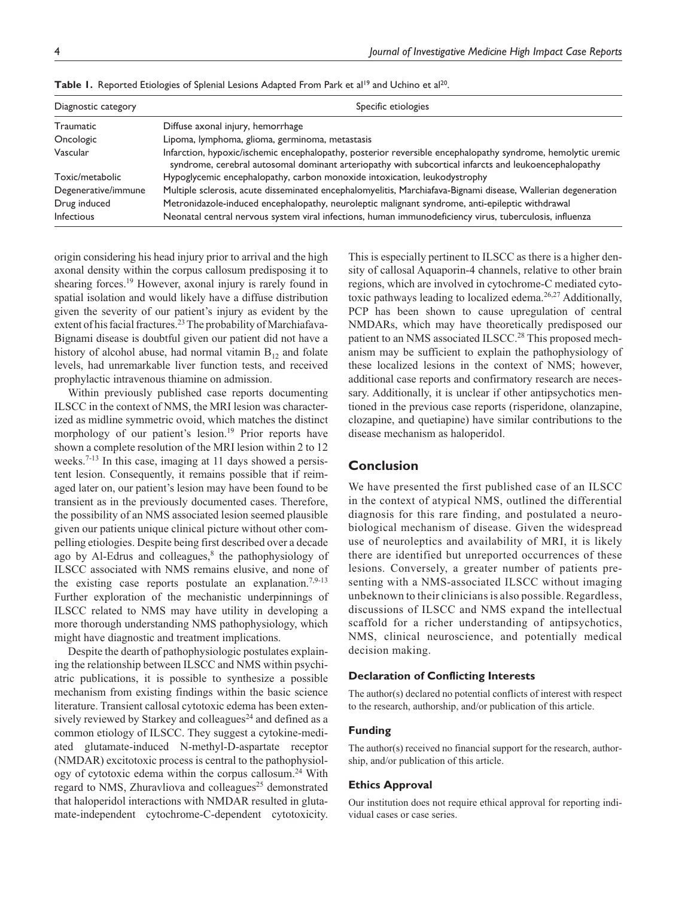**Table 1.** Reported Etiologies of Splenial Lesions Adapted From Park et al[19] and Uchino et al[20].

| Diagnostic category | Specific etiologies |
|---|---|
| Traumatic | Diffuse axonal injury, hemorrhage |
| Oncologic | Lipoma, lymphoma, glioma, germinoma, metastasis |
| Vascular | Infarction, hypoxic/ischemic encephalopathy, posterior reversible encephalopathy syndrome, hemolytic uremic syndrome, cerebral autosomal dominant arteriopathy with subcortical infarcts and leukoencephalopathy |
| Toxic/metabolic | Hypoglycemic encephalopathy, carbon monoxide intoxication, leukodystrophy |
| Degenerative/immune | Multiple sclerosis, acute disseminated encephalomyelitis, Marchiafava-Bignami disease, Wallerian degeneration |
| Drug induced | Metronidazole-induced encephalopathy, neuroleptic malignant syndrome, anti-epileptic withdrawal |
| Infectious | Neonatal central nervous system viral infections, human immunodeficiency virus, tuberculosis, influenza |

origin considering his head injury prior to arrival and the high axonal density within the corpus callosum predisposing it to shearing forces.[19] However, axonal injury is rarely found in spatial isolation and would likely have a diffuse distribution given the severity of our patient's injury as evident by the extent of his facial fractures.[23] The probability of Marchiafava-Bignami disease is doubtful given our patient did not have a history of alcohol abuse, had normal vitamin $B_{12}$ and folate levels, had unremarkable liver function tests, and received prophylactic intravenous thiamine on admission.

Within previously published case reports documenting ILSCC in the context of NMS, the MRI lesion was characterized as midline symmetric ovoid, which matches the distinct morphology of our patient's lesion.[19] Prior reports have shown a complete resolution of the MRI lesion within 2 to 12 weeks.[7-13] In this case, imaging at 11 days showed a persistent lesion. Consequently, it remains possible that if reimaged later on, our patient's lesion may have been found to be transient as in the previously documented cases. Therefore, the possibility of an NMS associated lesion seemed plausible given our patients unique clinical picture without other compelling etiologies. Despite being first described over a decade ago by Al-Edrus and colleagues,[8] the pathophysiology of ILSCC associated with NMS remains elusive, and none of the existing case reports postulate an explanation.[7,9-13] Further exploration of the mechanistic underpinnings of ILSCC related to NMS may have utility in developing a more thorough understanding NMS pathophysiology, which might have diagnostic and treatment implications.

Despite the dearth of pathophysiologic postulates explaining the relationship between ILSCC and NMS within psychiatric publications, it is possible to synthesize a possible mechanism from existing findings within the basic science literature. Transient callosal cytotoxic edema has been extensively reviewed by Starkey and colleagues[24] and defined as a common etiology of ILSCC. They suggest a cytokine-mediated glutamate-induced N-methyl-D-aspartate receptor (NMDAR) excitotoxic process is central to the pathophysiology of cytotoxic edema within the corpus callosum.[24] With regard to NMS, Zhuravliova and colleagues[25] demonstrated that haloperidol interactions with NMDAR resulted in glutamate-independent cytochrome-C-dependent cytotoxicity. This is especially pertinent to ILSCC as there is a higher density of callosal Aquaporin-4 channels, relative to other brain regions, which are involved in cytochrome-C mediated cytotoxic pathways leading to localized edema.[26,27] Additionally, PCP has been shown to cause upregulation of central NMDARs, which may have theoretically predisposed our patient to an NMS associated ILSCC.[28] This proposed mechanism may be sufficient to explain the pathophysiology of these localized lesions in the context of NMS; however, additional case reports and confirmatory research are necessary. Additionally, it is unclear if other antipsychotics mentioned in the previous case reports (risperidone, olanzapine, clozapine, and quetiapine) have similar contributions to the disease mechanism as haloperidol.

## Conclusion

We have presented the first published case of an ILSCC in the context of atypical NMS, outlined the differential diagnosis for this rare finding, and postulated a neurobiological mechanism of disease. Given the widespread use of neuroleptics and availability of MRI, it is likely there are identified but unreported occurrences of these lesions. Conversely, a greater number of patients presenting with a NMS-associated ILSCC without imaging unbeknown to their clinicians is also possible. Regardless, discussions of ILSCC and NMS expand the intellectual scaffold for a richer understanding of antipsychotics, NMS, clinical neuroscience, and potentially medical decision making.

### Declaration of Conflicting Interests

The author(s) declared no potential conflicts of interest with respect to the research, authorship, and/or publication of this article.

### Funding

The author(s) received no financial support for the research, authorship, and/or publication of this article.

### Ethics Approval

Our institution does not require ethical approval for reporting individual cases or case series.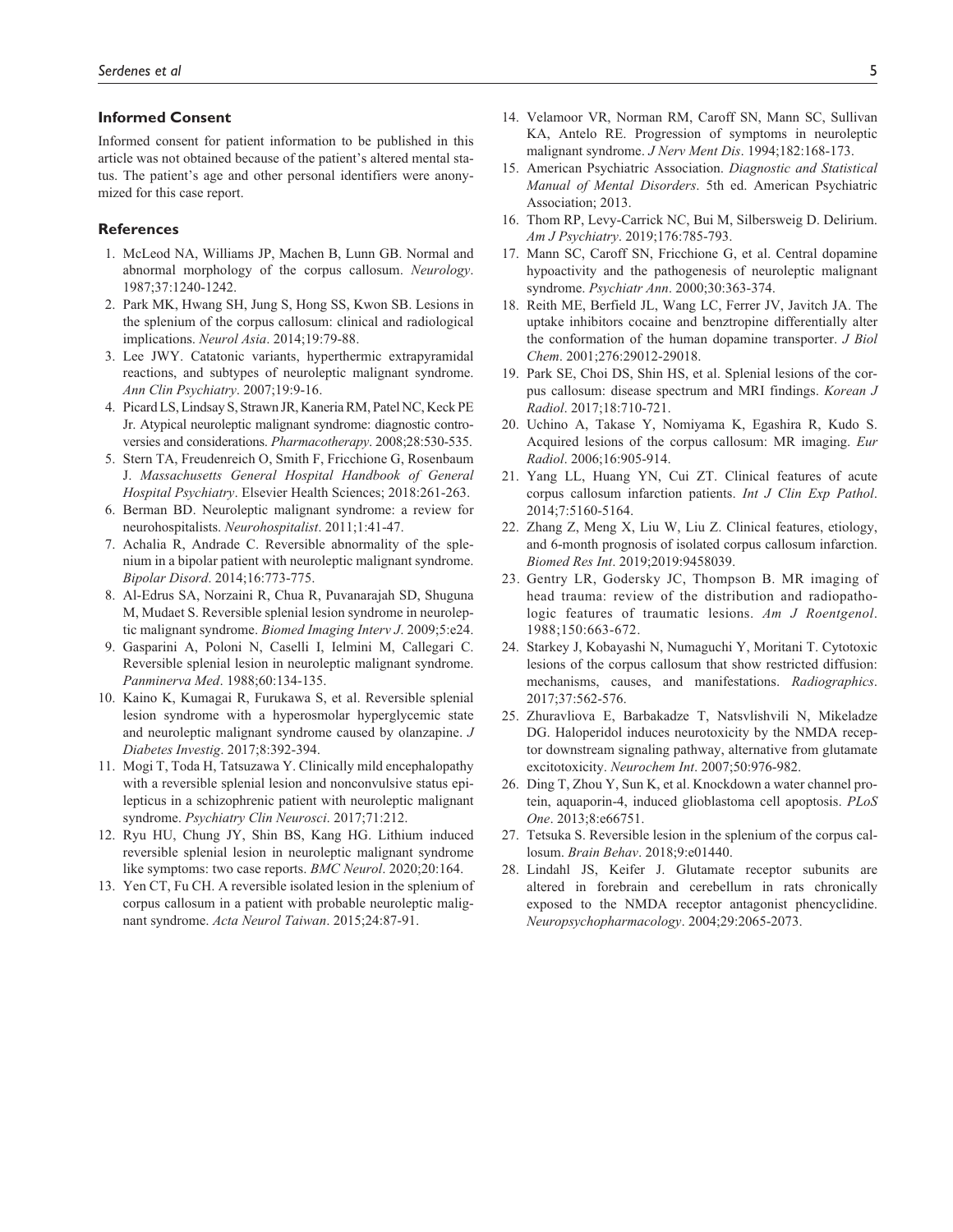## Informed Consent

Informed consent for patient information to be published in this article was not obtained because of the patient's altered mental status. The patient's age and other personal identifiers were anonymized for this case report.

## References

1. McLeod NA, Williams JP, Machen B, Lunn GB. Normal and abnormal morphology of the corpus callosum. *Neurology*. 1987;37:1240-1242.
2. Park MK, Hwang SH, Jung S, Hong SS, Kwon SB. Lesions in the splenium of the corpus callosum: clinical and radiological implications. *Neurol Asia*. 2014;19:79-88.
3. Lee JWY. Catatonic variants, hyperthermic extrapyramidal reactions, and subtypes of neuroleptic malignant syndrome. *Ann Clin Psychiatry*. 2007;19:9-16.
4. Picard LS, Lindsay S, Strawn JR, Kaneria RM, Patel NC, Keck PE Jr. Atypical neuroleptic malignant syndrome: diagnostic controversies and considerations. *Pharmacotherapy*. 2008;28:530-535.
5. Stern TA, Freudenreich O, Smith F, Fricchione G, Rosenbaum J. *Massachusetts General Hospital Handbook of General Hospital Psychiatry*. Elsevier Health Sciences; 2018:261-263.
6. Berman BD. Neuroleptic malignant syndrome: a review for neurohospitalists. *Neurohospitalist*. 2011;1:41-47.
7. Achalia R, Andrade C. Reversible abnormality of the splenium in a bipolar patient with neuroleptic malignant syndrome. *Bipolar Disord*. 2014;16:773-775.
8. Al-Edrus SA, Norzaini R, Chua R, Puvanarajah SD, Shuguna M, Mudaet S. Reversible splenial lesion syndrome in neuroleptic malignant syndrome. *Biomed Imaging Interv J*. 2009;5:e24.
9. Gasparini A, Poloni N, Caselli I, Ielmini M, Callegari C. Reversible splenial lesion in neuroleptic malignant syndrome. *Panminerva Med*. 1988;60:134-135.
10. Kaino K, Kumagai R, Furukawa S, et al. Reversible splenial lesion syndrome with a hyperosmolar hyperglycemic state and neuroleptic malignant syndrome caused by olanzapine. *J Diabetes Investig*. 2017;8:392-394.
11. Mogi T, Toda H, Tatsuzawa Y. Clinically mild encephalopathy with a reversible splenial lesion and nonconvulsive status epilepticus in a schizophrenic patient with neuroleptic malignant syndrome. *Psychiatry Clin Neurosci*. 2017;71:212.
12. Ryu HU, Chung JY, Shin BS, Kang HG. Lithium induced reversible splenial lesion in neuroleptic malignant syndrome like symptoms: two case reports. *BMC Neurol*. 2020;20:164.
13. Yen CT, Fu CH. A reversible isolated lesion in the splenium of corpus callosum in a patient with probable neuroleptic malignant syndrome. *Acta Neurol Taiwan*. 2015;24:87-91.
14. Velamoor VR, Norman RM, Caroff SN, Mann SC, Sullivan KA, Antelo RE. Progression of symptoms in neuroleptic malignant syndrome. *J Nerv Ment Dis*. 1994;182:168-173.
15. American Psychiatric Association. *Diagnostic and Statistical Manual of Mental Disorders*. 5th ed. American Psychiatric Association; 2013.
16. Thom RP, Levy-Carrick NC, Bui M, Silbersweig D. Delirium. *Am J Psychiatry*. 2019;176:785-793.
17. Mann SC, Caroff SN, Fricchione G, et al. Central dopamine hypoactivity and the pathogenesis of neuroleptic malignant syndrome. *Psychiatr Ann*. 2000;30:363-374.
18. Reith ME, Berfield JL, Wang LC, Ferrer JV, Javitch JA. The uptake inhibitors cocaine and benztropine differentially alter the conformation of the human dopamine transporter. *J Biol Chem*. 2001;276:29012-29018.
19. Park SE, Choi DS, Shin HS, et al. Splenial lesions of the corpus callosum: disease spectrum and MRI findings. *Korean J Radiol*. 2017;18:710-721.
20. Uchino A, Takase Y, Nomiyama K, Egashira R, Kudo S. Acquired lesions of the corpus callosum: MR imaging. *Eur Radiol*. 2006;16:905-914.
21. Yang LL, Huang YN, Cui ZT. Clinical features of acute corpus callosum infarction patients. *Int J Clin Exp Pathol*. 2014;7:5160-5164.
22. Zhang Z, Meng X, Liu W, Liu Z. Clinical features, etiology, and 6-month prognosis of isolated corpus callosum infarction. *Biomed Res Int*. 2019;2019:9458039.
23. Gentry LR, Godersky JC, Thompson B. MR imaging of head trauma: review of the distribution and radiopathologic features of traumatic lesions. *Am J Roentgenol*. 1988;150:663-672.
24. Starkey J, Kobayashi N, Numaguchi Y, Moritani T. Cytotoxic lesions of the corpus callosum that show restricted diffusion: mechanisms, causes, and manifestations. *Radiographics*. 2017;37:562-576.
25. Zhuravliova E, Barbakadze T, Natsvlishvili N, Mikeladze DG. Haloperidol induces neurotoxicity by the NMDA receptor downstream signaling pathway, alternative from glutamate excitotoxicity. *Neurochem Int*. 2007;50:976-982.
26. Ding T, Zhou Y, Sun K, et al. Knockdown a water channel protein, aquaporin-4, induced glioblastoma cell apoptosis. *PLoS One*. 2013;8:e66751.
27. Tetsuka S. Reversible lesion in the splenium of the corpus callosum. *Brain Behav*. 2018;9:e01440.
28. Lindahl JS, Keifer J. Glutamate receptor subunits are altered in forebrain and cerebellum in rats chronically exposed to the NMDA receptor antagonist phencyclidine. *Neuropsychopharmacology*. 2004;29:2065-2073.